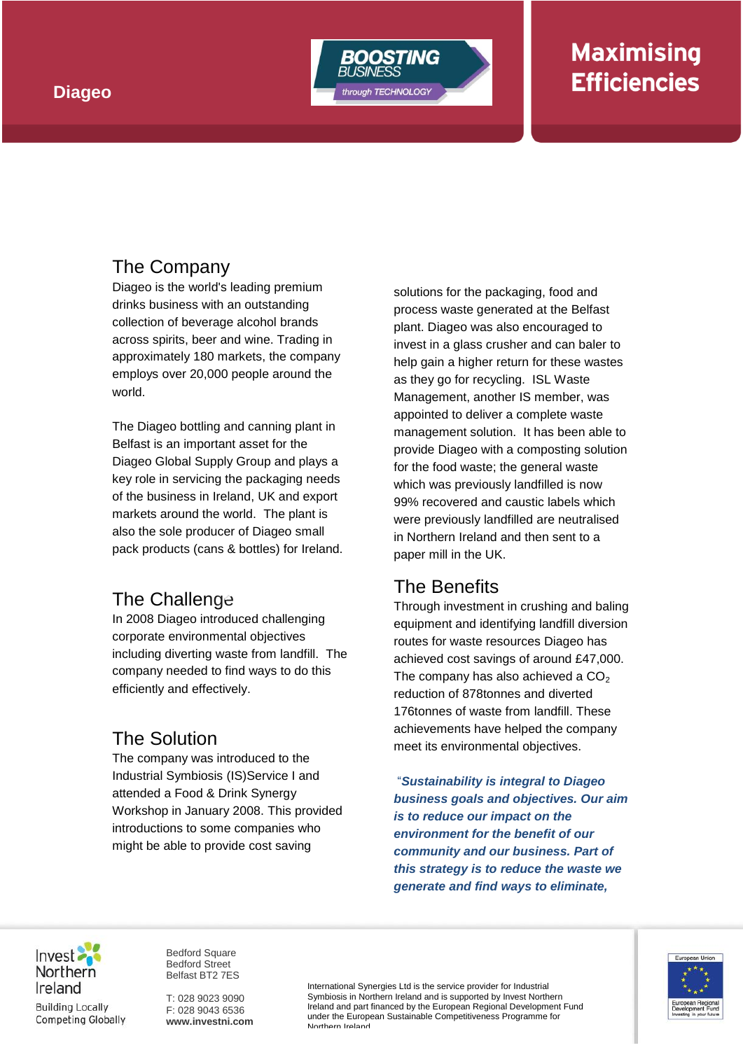Diageo

# Maximising Efficiencies

## The Company

Diageo is the world's leading premium drinks business with an outstanding collection of beverage alcohol brands across spirits, beer and wine. Trading in approximately 180 markets, the company employs over 20,000 people around the world.

The Diageo bottling and canning plant in Belfast is an important asset for the Diageo Global Supply Group and plays a key role in servicing the packaging needs of the business in Ireland, UK and export markets around the world. The plant is also the sole producer of Diageo small pack products (cans & bottles) for Ireland.

## The Challenge

In 2008 Diageo introduced challenging corporate environmental objectives including diverting waste from landfill. The company needed to find ways to do this efficiently and effectively.

## The Solution

The company was introduced to the Industrial Symbiosis (IS)Service I and attended a Food & Drink Synergy Workshop in January 2008. This provided introductions to some companies who might be able to provide cost saving solutions for the packaging, food and process waste generated at the Belfast plant. Diageo was also encouraged to invest in a glass crusher and can baler to help gain a higher return for these wastes as they go for recycling. ISL Waste Management, another IS member, was appointed to deliver a complete waste management solution. It has been able to provide Diageo with a composting solution for the food waste; the general waste which was previously landfilled is now 99% recovered and caustic labels which were previously landfilled are neutralised in Northern Ireland and then sent to a paper mill in the UK.

## The Benefits

Through investment in crushing and baling equipment and identifying landfill diversion routes for waste resources Diageo has achieved cost savings of around £47,000. The company has also achieved a $CO_2$ reduction of 878tonnes and diverted 176tonnes of waste from landfill. These achievements have helped the company meet its environmental objectives.

***"Sustainability is integral to Diageo business goals and objectives. Our aim is to reduce our impact on the environment for the benefit of our community and our business. Part of this strategy is to reduce the waste we generate and find ways to eliminate,***

Invest Northern Ireland
Building Locally
Competing Globally

Bedford Square
Bedford Street
Belfast BT2 7ES

T: 028 9023 9090
F: 028 9043 6536
**www.investni.com**

International Synergies Ltd is the service provider for Industrial Symbiosis in Northern Ireland and is supported by Invest Northern Ireland and part financed by the European Regional Development Fund under the European Sustainable Competitiveness Programme for Northern Ireland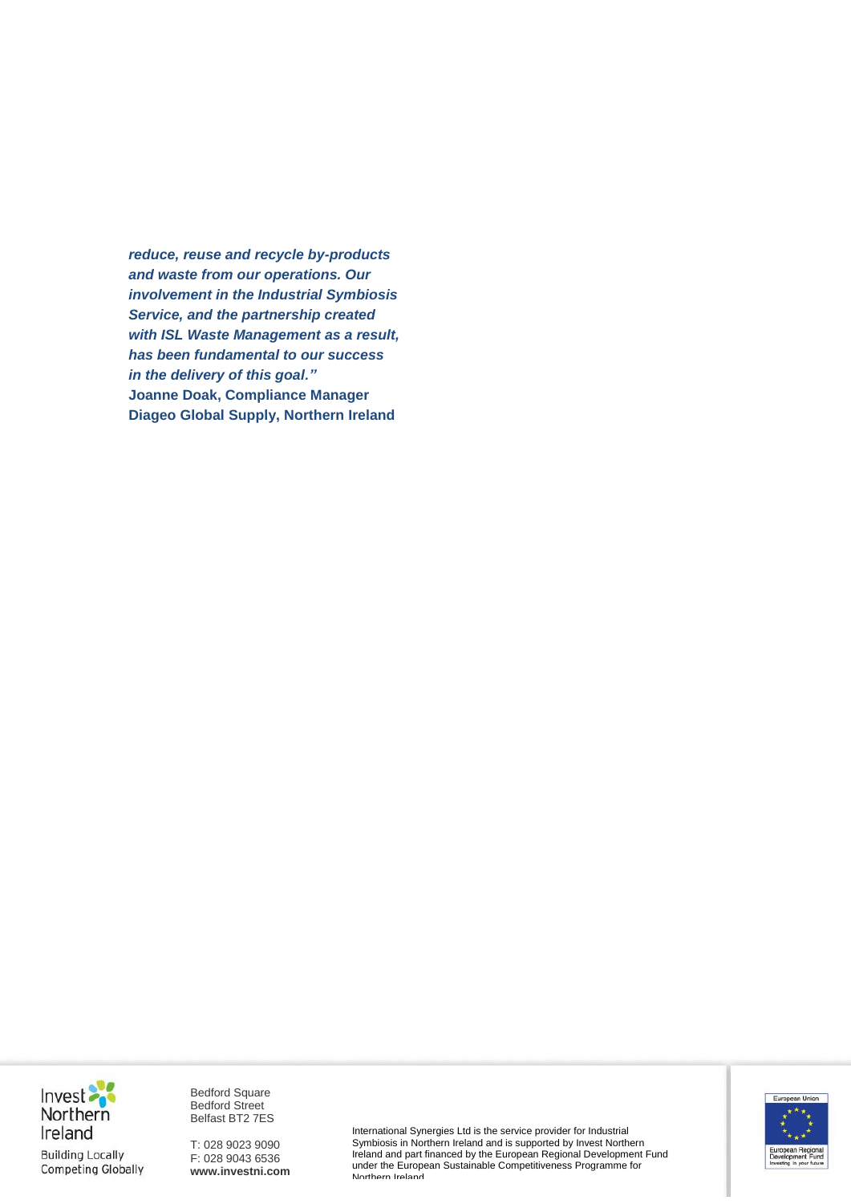***reduce, reuse and recycle by-products and waste from our operations. Our involvement in the Industrial Symbiosis Service, and the partnership created with ISL Waste Management as a result, has been fundamental to our success in the delivery of this goal."***
**Joanne Doak, Compliance Manager**
**Diageo Global Supply, Northern Ireland**

Invest Northern Ireland
Building Locally
Competing Globally

Bedford Square
Bedford Street
Belfast BT2 7ES

T: 028 9023 9090
F: 028 9043 6536
**www.investni.com**

International Synergies Ltd is the service provider for Industrial Symbiosis in Northern Ireland and is supported by Invest Northern Ireland and part financed by the European Regional Development Fund under the European Sustainable Competitiveness Programme for Northern Ireland

European Union
European Regional Development Fund
Investing in your future